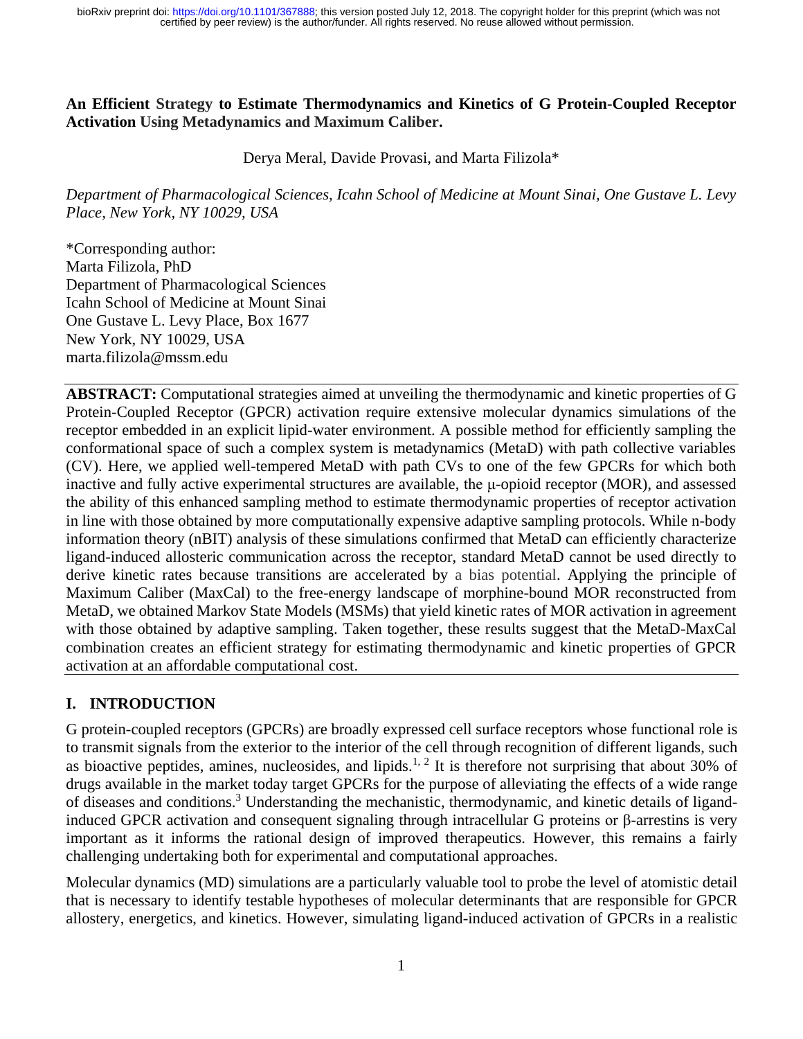**An Efficient Strategy to Estimate Thermodynamics and Kinetics of G Protein-Coupled Receptor Activation Using Metadynamics and Maximum Caliber.**

Derya Meral, Davide Provasi, and Marta Filizola*

*Department of Pharmacological Sciences, Icahn School of Medicine at Mount Sinai, One Gustave L. Levy Place, New York, NY 10029, USA*

*Corresponding author:
Marta Filizola, PhD
Department of Pharmacological Sciences
Icahn School of Medicine at Mount Sinai
One Gustave L. Levy Place, Box 1677
New York, NY 10029, USA
marta.filizola@mssm.edu

**ABSTRACT:** Computational strategies aimed at unveiling the thermodynamic and kinetic properties of G Protein-Coupled Receptor (GPCR) activation require extensive molecular dynamics simulations of the receptor embedded in an explicit lipid-water environment. A possible method for efficiently sampling the conformational space of such a complex system is metadynamics (MetaD) with path collective variables (CV). Here, we applied well-tempered MetaD with path CVs to one of the few GPCRs for which both inactive and fully active experimental structures are available, the μ-opioid receptor (MOR), and assessed the ability of this enhanced sampling method to estimate thermodynamic properties of receptor activation in line with those obtained by more computationally expensive adaptive sampling protocols. While n-body information theory (nBIT) analysis of these simulations confirmed that MetaD can efficiently characterize ligand-induced allosteric communication across the receptor, standard MetaD cannot be used directly to derive kinetic rates because transitions are accelerated by a bias potential. Applying the principle of Maximum Caliber (MaxCal) to the free-energy landscape of morphine-bound MOR reconstructed from MetaD, we obtained Markov State Models (MSMs) that yield kinetic rates of MOR activation in agreement with those obtained by adaptive sampling. Taken together, these results suggest that the MetaD-MaxCal combination creates an efficient strategy for estimating thermodynamic and kinetic properties of GPCR activation at an affordable computational cost.

## I. INTRODUCTION

G protein-coupled receptors (GPCRs) are broadly expressed cell surface receptors whose functional role is to transmit signals from the exterior to the interior of the cell through recognition of different ligands, such as bioactive peptides, amines, nucleosides, and lipids.[1, 2] It is therefore not surprising that about 30% of drugs available in the market today target GPCRs for the purpose of alleviating the effects of a wide range of diseases and conditions.[3] Understanding the mechanistic, thermodynamic, and kinetic details of ligand-induced GPCR activation and consequent signaling through intracellular G proteins or β-arrestins is very important as it informs the rational design of improved therapeutics. However, this remains a fairly challenging undertaking both for experimental and computational approaches.

Molecular dynamics (MD) simulations are a particularly valuable tool to probe the level of atomistic detail that is necessary to identify testable hypotheses of molecular determinants that are responsible for GPCR allostery, energetics, and kinetics. However, simulating ligand-induced activation of GPCRs in a realistic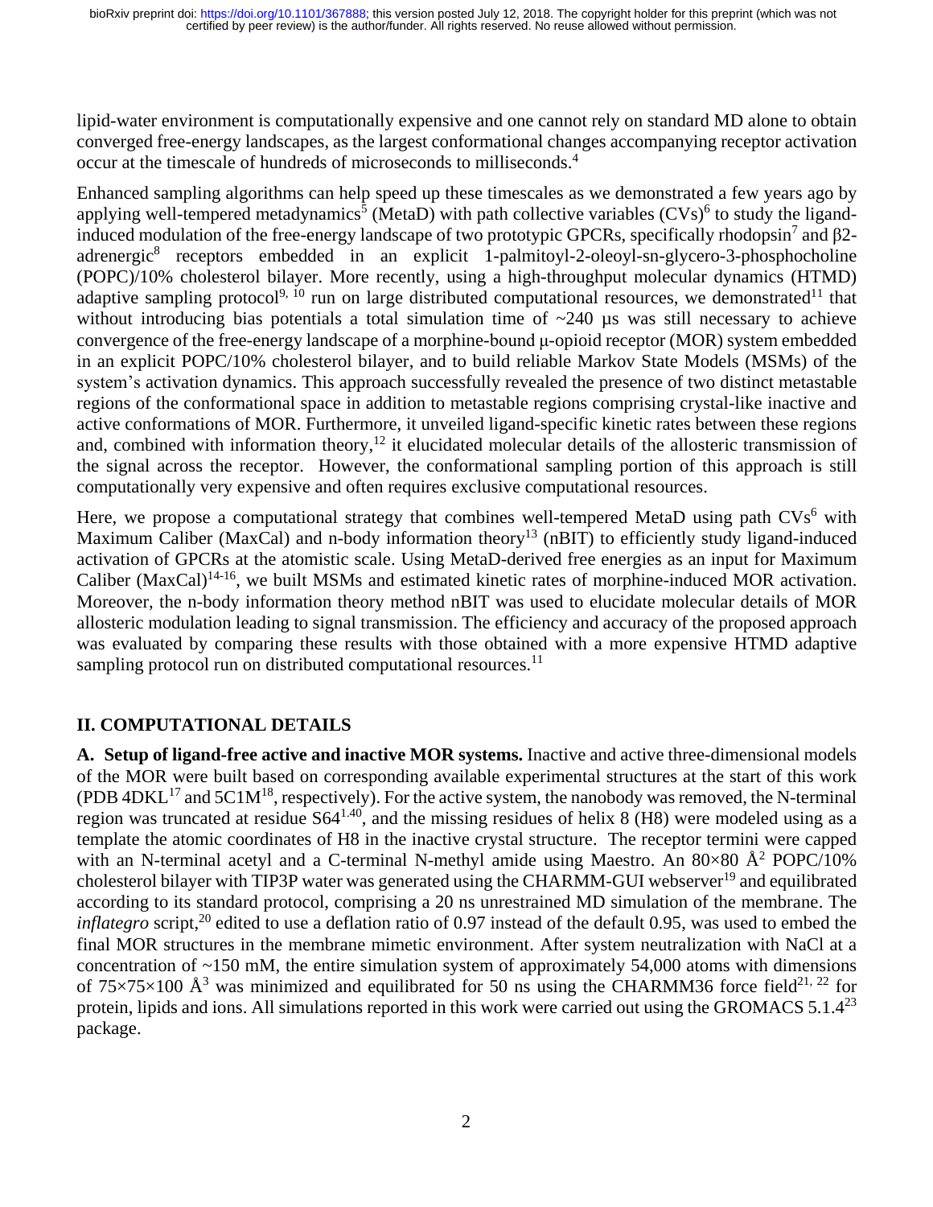lipid-water environment is computationally expensive and one cannot rely on standard MD alone to obtain converged free-energy landscapes, as the largest conformational changes accompanying receptor activation occur at the timescale of hundreds of microseconds to milliseconds.[4]

Enhanced sampling algorithms can help speed up these timescales as we demonstrated a few years ago by applying well-tempered metadynamics[5] (MetaD) with path collective variables (CVs)[6] to study the ligand-induced modulation of the free-energy landscape of two prototypic GPCRs, specifically rhodopsin[7] and β2-adrenergic[8] receptors embedded in an explicit 1-palmitoyl-2-oleoyl-sn-glycero-3-phosphocholine (POPC)/10% cholesterol bilayer. More recently, using a high-throughput molecular dynamics (HTMD) adaptive sampling protocol[9, 10] run on large distributed computational resources, we demonstrated[11] that without introducing bias potentials a total simulation time of ~240 μs was still necessary to achieve convergence of the free-energy landscape of a morphine-bound μ-opioid receptor (MOR) system embedded in an explicit POPC/10% cholesterol bilayer, and to build reliable Markov State Models (MSMs) of the system's activation dynamics. This approach successfully revealed the presence of two distinct metastable regions of the conformational space in addition to metastable regions comprising crystal-like inactive and active conformations of MOR. Furthermore, it unveiled ligand-specific kinetic rates between these regions and, combined with information theory,[12] it elucidated molecular details of the allosteric transmission of the signal across the receptor. However, the conformational sampling portion of this approach is still computationally very expensive and often requires exclusive computational resources.

Here, we propose a computational strategy that combines well-tempered MetaD using path CVs[6] with Maximum Caliber (MaxCal) and n-body information theory[13] (nBIT) to efficiently study ligand-induced activation of GPCRs at the atomistic scale. Using MetaD-derived free energies as an input for Maximum Caliber (MaxCal)[14-16], we built MSMs and estimated kinetic rates of morphine-induced MOR activation. Moreover, the n-body information theory method nBIT was used to elucidate molecular details of MOR allosteric modulation leading to signal transmission. The efficiency and accuracy of the proposed approach was evaluated by comparing these results with those obtained with a more expensive HTMD adaptive sampling protocol run on distributed computational resources.[11]

## II. COMPUTATIONAL DETAILS

**A. Setup of ligand-free active and inactive MOR systems.** Inactive and active three-dimensional models of the MOR were built based on corresponding available experimental structures at the start of this work (PDB 4DKL[17] and 5C1M[18], respectively). For the active system, the nanobody was removed, the N-terminal region was truncated at residue S64[1.40], and the missing residues of helix 8 (H8) were modeled using as a template the atomic coordinates of H8 in the inactive crystal structure. The receptor termini were capped with an N-terminal acetyl and a C-terminal N-methyl amide using Maestro. An 80×80 Å$^2$ POPC/10% cholesterol bilayer with TIP3P water was generated using the CHARMM-GUI webserver[19] and equilibrated according to its standard protocol, comprising a 20 ns unrestrained MD simulation of the membrane. The *inflategro* script,[20] edited to use a deflation ratio of 0.97 instead of the default 0.95, was used to embed the final MOR structures in the membrane mimetic environment. After system neutralization with NaCl at a concentration of ~150 mM, the entire simulation system of approximately 54,000 atoms with dimensions of 75×75×100 Å$^3$ was minimized and equilibrated for 50 ns using the CHARMM36 force field[21, 22] for protein, lipids and ions. All simulations reported in this work were carried out using the GROMACS 5.1.4[23] package.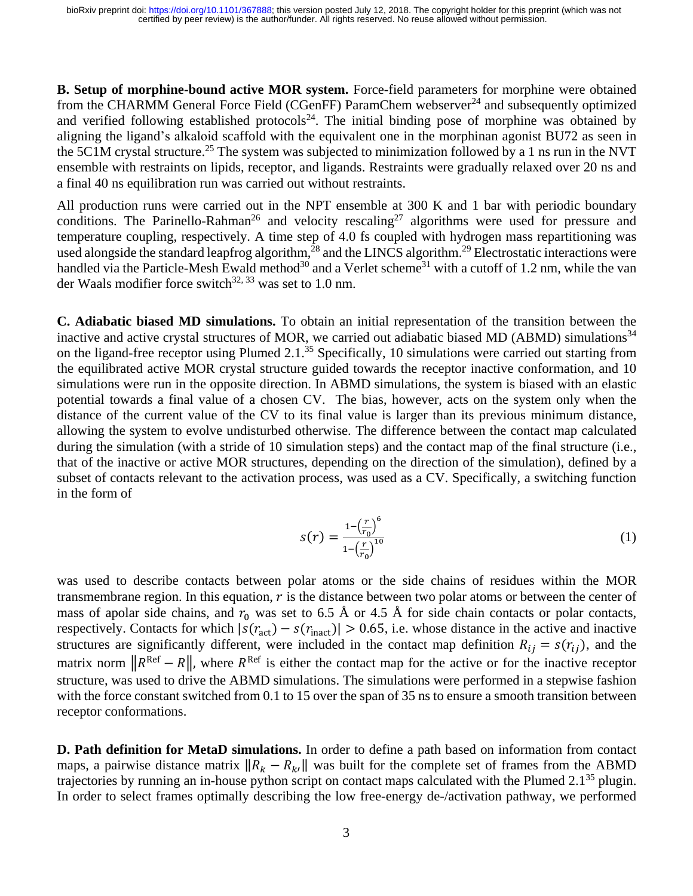**B. Setup of morphine-bound active MOR system.** Force-field parameters for morphine were obtained from the CHARMM General Force Field (CGenFF) ParamChem webserver[24] and subsequently optimized and verified following established protocols[24]. The initial binding pose of morphine was obtained by aligning the ligand's alkaloid scaffold with the equivalent one in the morphinan agonist BU72 as seen in the 5C1M crystal structure.[25] The system was subjected to minimization followed by a 1 ns run in the NVT ensemble with restraints on lipids, receptor, and ligands. Restraints were gradually relaxed over 20 ns and a final 40 ns equilibration run was carried out without restraints.

All production runs were carried out in the NPT ensemble at 300 K and 1 bar with periodic boundary conditions. The Parinello-Rahman[26] and velocity rescaling[27] algorithms were used for pressure and temperature coupling, respectively. A time step of 4.0 fs coupled with hydrogen mass repartitioning was used alongside the standard leapfrog algorithm,[28] and the LINCS algorithm.[29] Electrostatic interactions were handled via the Particle-Mesh Ewald method[30] and a Verlet scheme[31] with a cutoff of 1.2 nm, while the van der Waals modifier force switch[32, 33] was set to 1.0 nm.

**C. Adiabatic biased MD simulations.** To obtain an initial representation of the transition between the inactive and active crystal structures of MOR, we carried out adiabatic biased MD (ABMD) simulations[34] on the ligand-free receptor using Plumed 2.1.[35] Specifically, 10 simulations were carried out starting from the equilibrated active MOR crystal structure guided towards the receptor inactive conformation, and 10 simulations were run in the opposite direction. In ABMD simulations, the system is biased with an elastic potential towards a final value of a chosen CV. The bias, however, acts on the system only when the distance of the current value of the CV to its final value is larger than its previous minimum distance, allowing the system to evolve undisturbed otherwise. The difference between the contact map calculated during the simulation (with a stride of 10 simulation steps) and the contact map of the final structure (i.e., that of the inactive or active MOR structures, depending on the direction of the simulation), defined by a subset of contacts relevant to the activation process, was used as a CV. Specifically, a switching function in the form of

$$s(r) = \frac{1-\left(\frac{r}{r_0}\right)^6}{1-\left(\frac{r}{r_0}\right)^{10}} \tag{1}$$

was used to describe contacts between polar atoms or the side chains of residues within the MOR transmembrane region. In this equation, $r$ is the distance between two polar atoms or between the center of mass of apolar side chains, and $r_0$ was set to 6.5 Å or 4.5 Å for side chain contacts or polar contacts, respectively. Contacts for which $|s(r_{\text{act}}) - s(r_{\text{inact}})| > 0.65$, i.e. whose distance in the active and inactive structures are significantly different, were included in the contact map definition $R_{ij} = s(r_{ij})$, and the matrix norm $\|R^{\text{Ref}} - R\|$, where $R^{\text{Ref}}$ is either the contact map for the active or for the inactive receptor structure, was used to drive the ABMD simulations. The simulations were performed in a stepwise fashion with the force constant switched from 0.1 to 15 over the span of 35 ns to ensure a smooth transition between receptor conformations.

**D. Path definition for MetaD simulations.** In order to define a path based on information from contact maps, a pairwise distance matrix $\|R_k - R_{k'}\|$ was built for the complete set of frames from the ABMD trajectories by running an in-house python script on contact maps calculated with the Plumed 2.1[35] plugin. In order to select frames optimally describing the low free-energy de-/activation pathway, we performed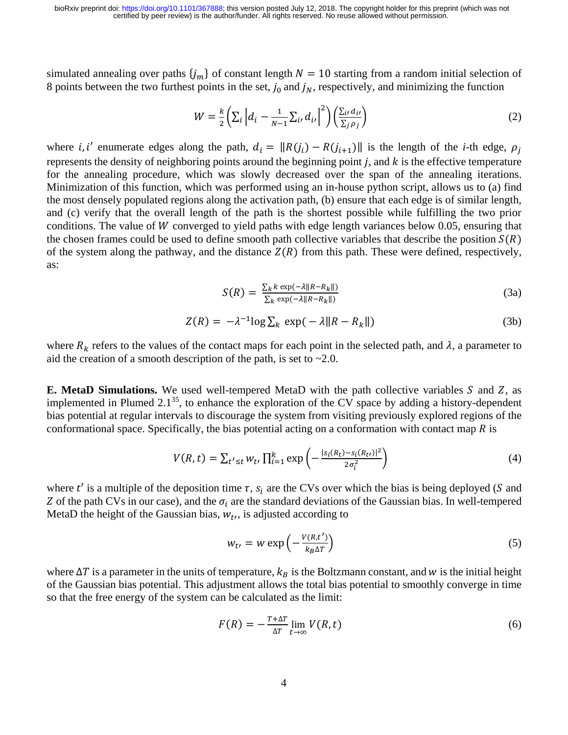simulated annealing over paths $\{j_m\}$ of constant length $N = 10$ starting from a random initial selection of 8 points between the two furthest points in the set, $j_0$ and $j_N$, respectively, and minimizing the function

$$W = \frac{k}{2}\left(\sum_i \left|d_i - \frac{1}{N-1}\sum_{i'} d_{i'}\right|^2\right)\left(\frac{\sum_{i'} d_{i'}}{\sum_j \rho_j}\right) \tag{2}$$

where $i, i'$ enumerate edges along the path, $d_i = \|R(j_i) - R(j_{i+1})\|$ is the length of the $i$-th edge, $\rho_j$ represents the density of neighboring points around the beginning point $j$, and $k$ is the effective temperature for the annealing procedure, which was slowly decreased over the span of the annealing iterations. Minimization of this function, which was performed using an in-house python script, allows us to (a) find the most densely populated regions along the activation path, (b) ensure that each edge is of similar length, and (c) verify that the overall length of the path is the shortest possible while fulfilling the two prior conditions. The value of $W$ converged to yield paths with edge length variances below 0.05, ensuring that the chosen frames could be used to define smooth path collective variables that describe the position $S(R)$ of the system along the pathway, and the distance $Z(R)$ from this path. These were defined, respectively, as:

$$S(R) = \frac{\sum_k k \exp(-\lambda\|R - R_k\|)}{\sum_k \exp(-\lambda\|R - R_k\|)} \tag{3a}$$

$$Z(R) = -\lambda^{-1}\log\sum_k \exp(-\lambda\|R - R_k\|) \tag{3b}$$

where $R_k$ refers to the values of the contact maps for each point in the selected path, and $\lambda$, a parameter to aid the creation of a smooth description of the path, is set to ~2.0.

**E. MetaD Simulations.** We used well-tempered MetaD with the path collective variables $S$ and $Z$, as implemented in Plumed 2.1[35], to enhance the exploration of the CV space by adding a history-dependent bias potential at regular intervals to discourage the system from visiting previously explored regions of the conformational space. Specifically, the bias potential acting on a conformation with contact map $R$ is

$$V(R,t) = \sum_{t' \leq t} w_{t'} \prod_{i=1}^{k} \exp\left(-\frac{|s_i(R_t) - s_i(R_{t'})|^2}{2\sigma_i^2}\right) \tag{4}$$

where $t'$ is a multiple of the deposition time $\tau$, $s_i$ are the CVs over which the bias is being deployed ($S$ and $Z$ of the path CVs in our case), and the $\sigma_i$ are the standard deviations of the Gaussian bias. In well-tempered MetaD the height of the Gaussian bias, $w_{t'}$, is adjusted according to

$$w_{t'} = w \exp\left(-\frac{V(R,t')}{k_B \Delta T}\right) \tag{5}$$

where $\Delta T$ is a parameter in the units of temperature, $k_B$ is the Boltzmann constant, and $w$ is the initial height of the Gaussian bias potential. This adjustment allows the total bias potential to smoothly converge in time so that the free energy of the system can be calculated as the limit:

$$F(R) = -\frac{T + \Delta T}{\Delta T} \lim_{t \to \infty} V(R,t) \tag{6}$$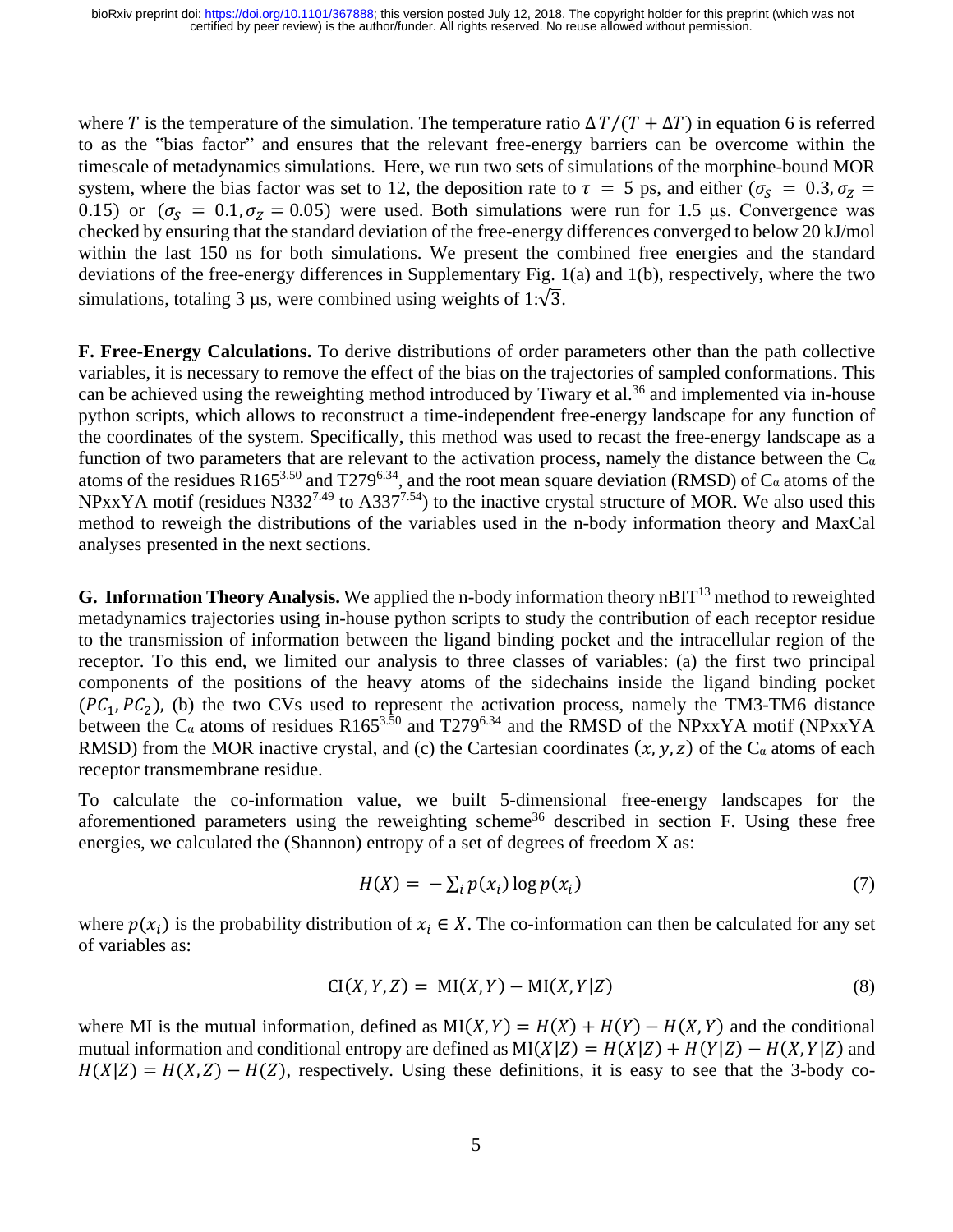where $T$ is the temperature of the simulation. The temperature ratio $\Delta T/(T + \Delta T)$ in equation 6 is referred to as the "bias factor" and ensures that the relevant free-energy barriers can be overcome within the timescale of metadynamics simulations. Here, we run two sets of simulations of the morphine-bound MOR system, where the bias factor was set to 12, the deposition rate to $\tau = 5$ ps, and either $(\sigma_S = 0.3, \sigma_Z = 0.15)$ or $(\sigma_S = 0.1, \sigma_Z = 0.05)$ were used. Both simulations were run for 1.5 µs. Convergence was checked by ensuring that the standard deviation of the free-energy differences converged to below 20 kJ/mol within the last 150 ns for both simulations. We present the combined free energies and the standard deviations of the free-energy differences in Supplementary Fig. 1(a) and 1(b), respectively, where the two simulations, totaling 3 µs, were combined using weights of 1:$\sqrt{3}$.

**F. Free-Energy Calculations.** To derive distributions of order parameters other than the path collective variables, it is necessary to remove the effect of the bias on the trajectories of sampled conformations. This can be achieved using the reweighting method introduced by Tiwary et al.[36] and implemented via in-house python scripts, which allows to reconstruct a time-independent free-energy landscape for any function of the coordinates of the system. Specifically, this method was used to recast the free-energy landscape as a function of two parameters that are relevant to the activation process, namely the distance between the $C_\alpha$ atoms of the residues R165$^{3.50}$ and T279$^{6.34}$, and the root mean square deviation (RMSD) of $C_\alpha$ atoms of the NPxxYA motif (residues N332$^{7.49}$ to A337$^{7.54}$) to the inactive crystal structure of MOR. We also used this method to reweigh the distributions of the variables used in the n-body information theory and MaxCal analyses presented in the next sections.

**G. Information Theory Analysis.** We applied the n-body information theory nBIT[13] method to reweighted metadynamics trajectories using in-house python scripts to study the contribution of each receptor residue to the transmission of information between the ligand binding pocket and the intracellular region of the receptor. To this end, we limited our analysis to three classes of variables: (a) the first two principal components of the positions of the heavy atoms of the sidechains inside the ligand binding pocket $(PC_1, PC_2)$, (b) the two CVs used to represent the activation process, namely the TM3-TM6 distance between the $C_\alpha$ atoms of residues R165$^{3.50}$ and T279$^{6.34}$ and the RMSD of the NPxxYA motif (NPxxYA RMSD) from the MOR inactive crystal, and (c) the Cartesian coordinates $(x, y, z)$ of the $C_\alpha$ atoms of each receptor transmembrane residue.

To calculate the co-information value, we built 5-dimensional free-energy landscapes for the aforementioned parameters using the reweighting scheme[36] described in section F. Using these free energies, we calculated the (Shannon) entropy of a set of degrees of freedom X as:

$$H(X) = -\sum_i p(x_i) \log p(x_i) \tag{7}$$

where $p(x_i)$ is the probability distribution of $x_i \in X$. The co-information can then be calculated for any set of variables as:

$$\mathrm{CI}(X, Y, Z) = \mathrm{MI}(X, Y) - \mathrm{MI}(X, Y|Z) \tag{8}$$

where MI is the mutual information, defined as $\mathrm{MI}(X, Y) = H(X) + H(Y) - H(X, Y)$ and the conditional mutual information and conditional entropy are defined as $\mathrm{MI}(X|Z) = H(X|Z) + H(Y|Z) - H(X, Y|Z)$ and $H(X|Z) = H(X, Z) - H(Z)$, respectively. Using these definitions, it is easy to see that the 3-body co-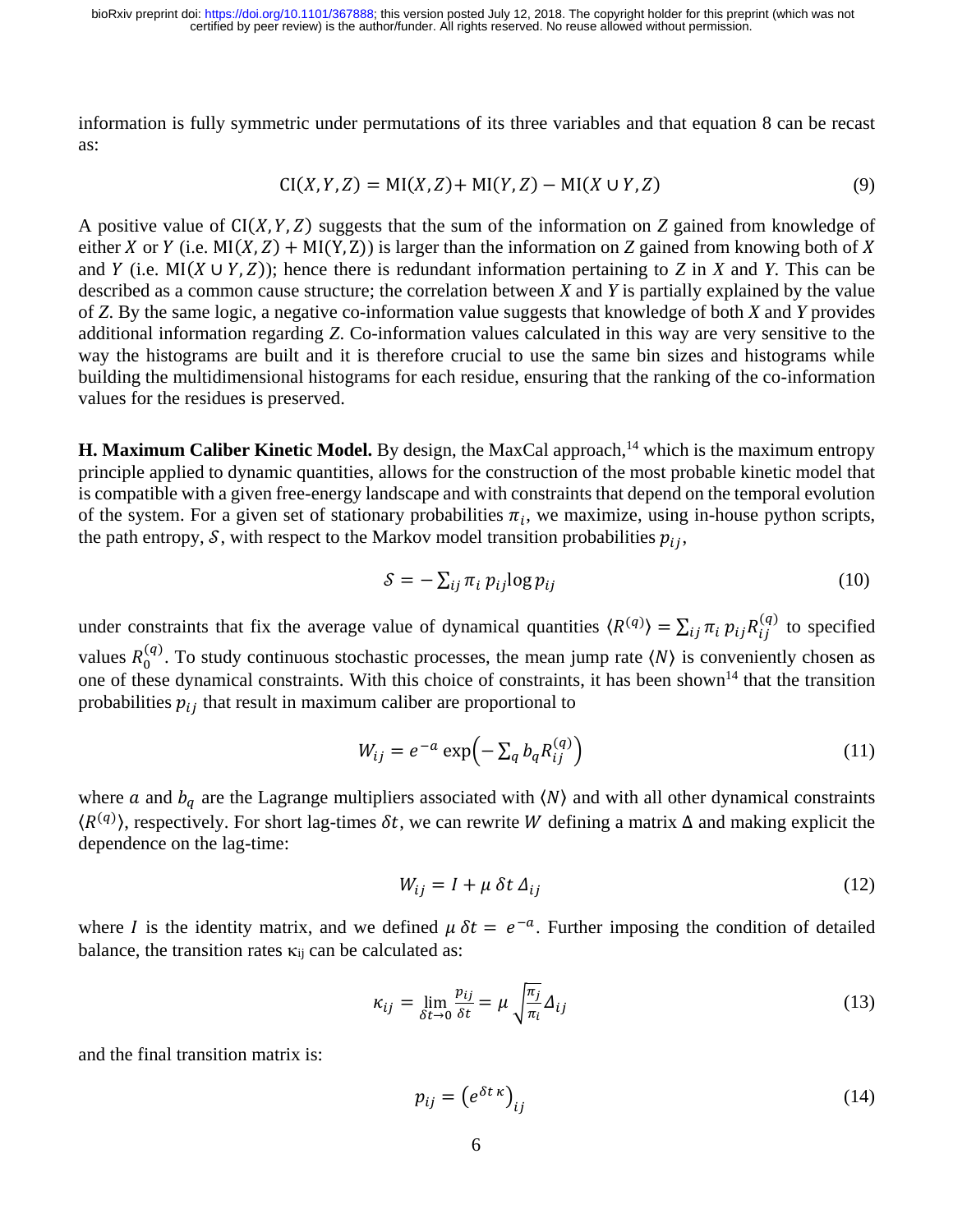information is fully symmetric under permutations of its three variables and that equation 8 can be recast as:

$$\mathrm{CI}(X, Y, Z) = \mathrm{MI}(X, Z) + \mathrm{MI}(Y, Z) - \mathrm{MI}(X \cup Y, Z) \tag{9}$$

A positive value of $\mathrm{CI}(X, Y, Z)$ suggests that the sum of the information on $Z$ gained from knowledge of either $X$ or $Y$ (i.e. $\mathrm{MI}(X, Z) + \mathrm{MI}(Y, Z)$) is larger than the information on $Z$ gained from knowing both of $X$ and $Y$ (i.e. $\mathrm{MI}(X \cup Y, Z)$); hence there is redundant information pertaining to $Z$ in $X$ and $Y$. This can be described as a common cause structure; the correlation between $X$ and $Y$ is partially explained by the value of $Z$. By the same logic, a negative co-information value suggests that knowledge of both $X$ and $Y$ provides additional information regarding $Z$. Co-information values calculated in this way are very sensitive to the way the histograms are built and it is therefore crucial to use the same bin sizes and histograms while building the multidimensional histograms for each residue, ensuring that the ranking of the co-information values for the residues is preserved.

**H. Maximum Caliber Kinetic Model.** By design, the MaxCal approach,[14] which is the maximum entropy principle applied to dynamic quantities, allows for the construction of the most probable kinetic model that is compatible with a given free-energy landscape and with constraints that depend on the temporal evolution of the system. For a given set of stationary probabilities $\pi_i$, we maximize, using in-house python scripts, the path entropy, $\mathcal{S}$, with respect to the Markov model transition probabilities $p_{ij}$,

$$\mathcal{S} = -\sum_{ij} \pi_i \, p_{ij} \log p_{ij} \tag{10}$$

under constraints that fix the average value of dynamical quantities $\langle R^{(q)} \rangle = \sum_{ij} \pi_i \, p_{ij} R_{ij}^{(q)}$ to specified values $R_0^{(q)}$. To study continuous stochastic processes, the mean jump rate $\langle N \rangle$ is conveniently chosen as one of these dynamical constraints. With this choice of constraints, it has been shown[14] that the transition probabilities $p_{ij}$ that result in maximum caliber are proportional to

$$W_{ij} = e^{-a} \exp\left(-\sum_q b_q R_{ij}^{(q)}\right) \tag{11}$$

where $a$ and $b_q$ are the Lagrange multipliers associated with $\langle N \rangle$ and with all other dynamical constraints $\langle R^{(q)} \rangle$, respectively. For short lag-times $\delta t$, we can rewrite $W$ defining a matrix $\Delta$ and making explicit the dependence on the lag-time:

$$W_{ij} = I + \mu \, \delta t \, \Delta_{ij} \tag{12}$$

where $I$ is the identity matrix, and we defined $\mu \, \delta t = e^{-a}$. Further imposing the condition of detailed balance, the transition rates $\kappa_{ij}$ can be calculated as:

$$\kappa_{ij} = \lim_{\delta t \to 0} \frac{p_{ij}}{\delta t} = \mu \sqrt{\frac{\pi_j}{\pi_i}} \Delta_{ij} \tag{13}$$

and the final transition matrix is:

$$p_{ij} = \left(e^{\delta t \, \kappa}\right)_{ij} \tag{14}$$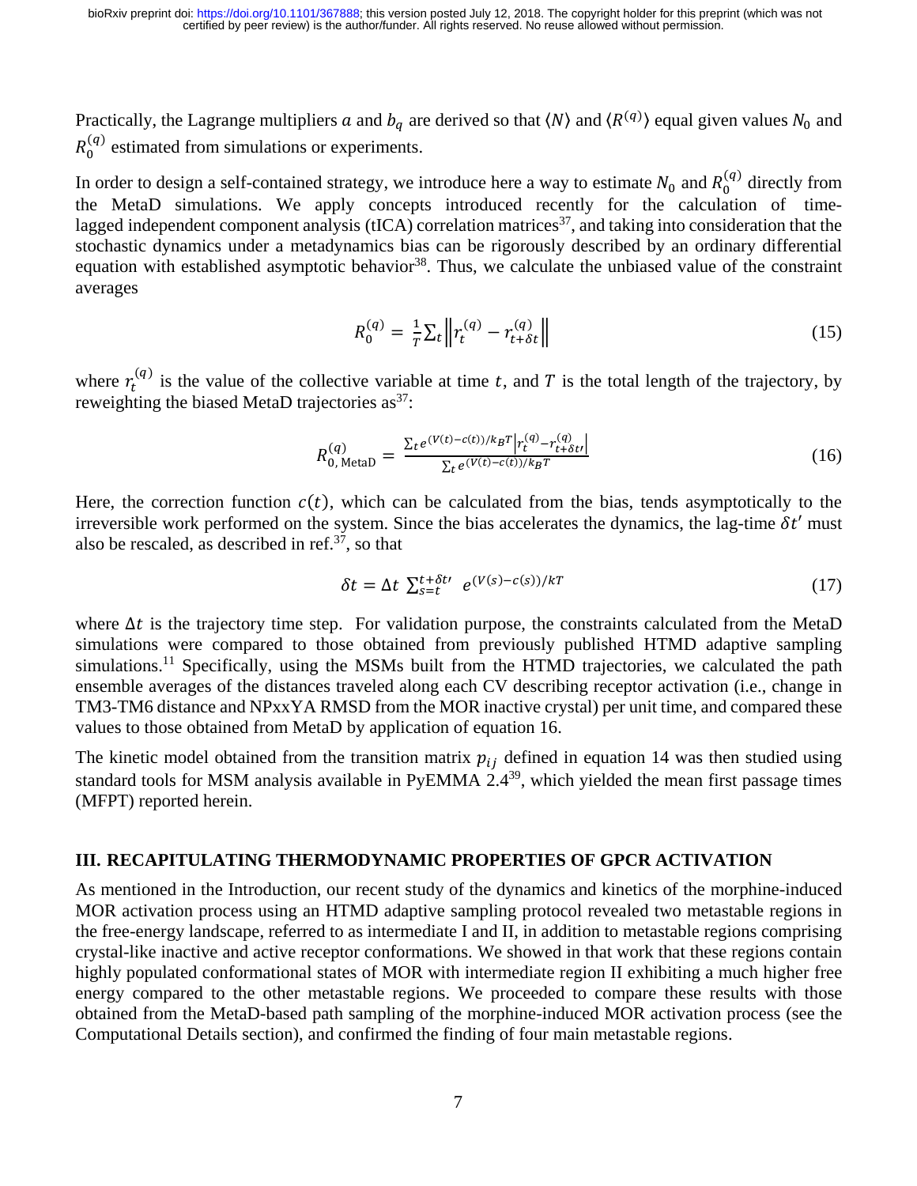Practically, the Lagrange multipliers $a$ and $b_q$ are derived so that $\langle N \rangle$ and $\langle R^{(q)} \rangle$ equal given values $N_0$ and $R_0^{(q)}$ estimated from simulations or experiments.

In order to design a self-contained strategy, we introduce here a way to estimate $N_0$ and $R_0^{(q)}$ directly from the MetaD simulations. We apply concepts introduced recently for the calculation of time-lagged independent component analysis (tICA) correlation matrices[37], and taking into consideration that the stochastic dynamics under a metadynamics bias can be rigorously described by an ordinary differential equation with established asymptotic behavior[38]. Thus, we calculate the unbiased value of the constraint averages

$$R_0^{(q)} = \frac{1}{T} \sum_t \left\| r_t^{(q)} - r_{t+\delta t}^{(q)} \right\| \tag{15}$$

where $r_t^{(q)}$ is the value of the collective variable at time $t$, and $T$ is the total length of the trajectory, by reweighting the biased MetaD trajectories as[37]:

$$R_{0,\,\text{MetaD}}^{(q)} = \frac{\sum_t e^{(V(t)-c(t))/k_B T} \left| r_t^{(q)} - r_{t+\delta t'}^{(q)} \right|}{\sum_t e^{(V(t)-c(t))/k_B T}} \tag{16}$$

Here, the correction function $c(t)$, which can be calculated from the bias, tends asymptotically to the irreversible work performed on the system. Since the bias accelerates the dynamics, the lag-time $\delta t'$ must also be rescaled, as described in ref.[37], so that

$$\delta t = \Delta t \sum_{s=t}^{t+\delta t'} e^{(V(s)-c(s))/kT} \tag{17}$$

where $\Delta t$ is the trajectory time step. For validation purpose, the constraints calculated from the MetaD simulations were compared to those obtained from previously published HTMD adaptive sampling simulations.[11] Specifically, using the MSMs built from the HTMD trajectories, we calculated the path ensemble averages of the distances traveled along each CV describing receptor activation (i.e., change in TM3-TM6 distance and NPxxYA RMSD from the MOR inactive crystal) per unit time, and compared these values to those obtained from MetaD by application of equation 16.

The kinetic model obtained from the transition matrix $p_{ij}$ defined in equation 14 was then studied using standard tools for MSM analysis available in PyEMMA 2.4[39], which yielded the mean first passage times (MFPT) reported herein.

## III. RECAPITULATING THERMODYNAMIC PROPERTIES OF GPCR ACTIVATION

As mentioned in the Introduction, our recent study of the dynamics and kinetics of the morphine-induced MOR activation process using an HTMD adaptive sampling protocol revealed two metastable regions in the free-energy landscape, referred to as intermediate I and II, in addition to metastable regions comprising crystal-like inactive and active receptor conformations. We showed in that work that these regions contain highly populated conformational states of MOR with intermediate region II exhibiting a much higher free energy compared to the other metastable regions. We proceeded to compare these results with those obtained from the MetaD-based path sampling of the morphine-induced MOR activation process (see the Computational Details section), and confirmed the finding of four main metastable regions.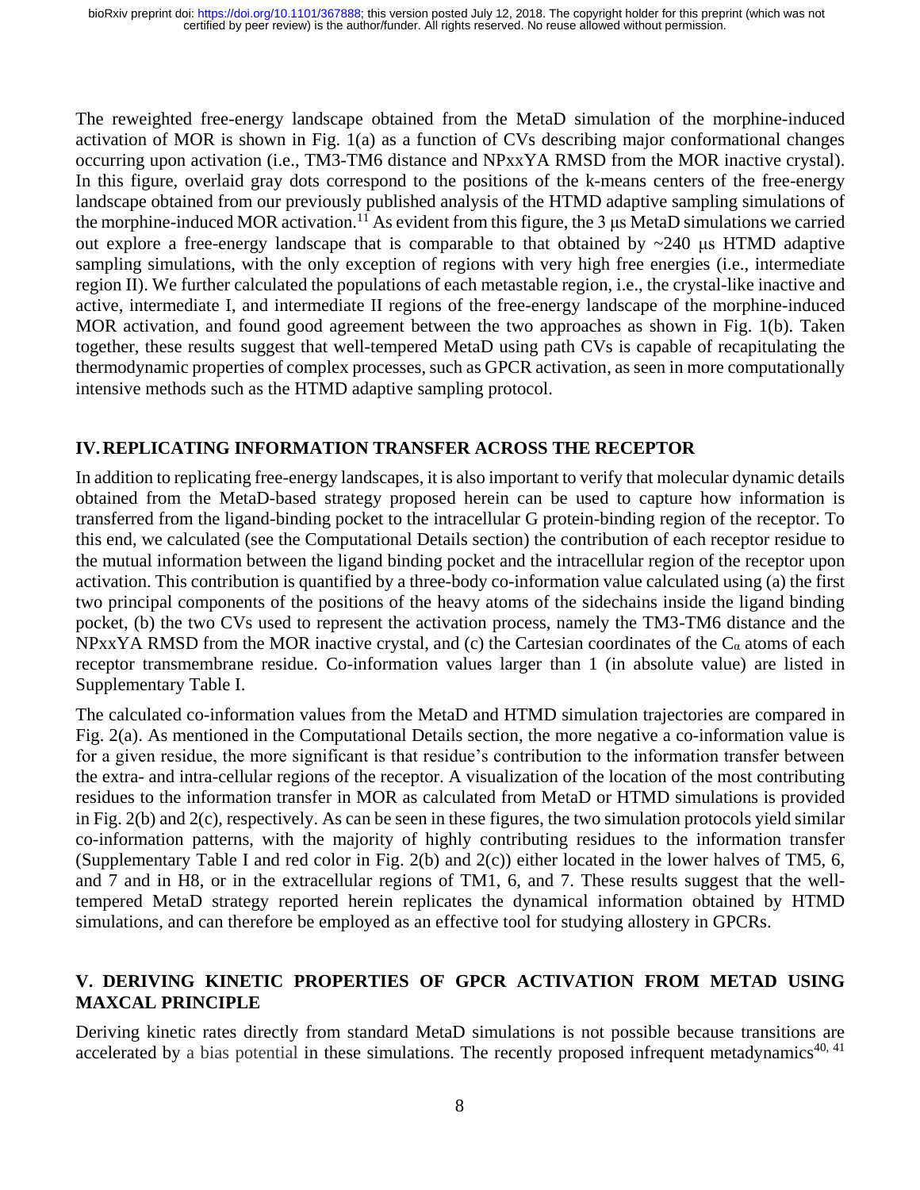The reweighted free-energy landscape obtained from the MetaD simulation of the morphine-induced activation of MOR is shown in Fig. 1(a) as a function of CVs describing major conformational changes occurring upon activation (i.e., TM3-TM6 distance and NPxxYA RMSD from the MOR inactive crystal). In this figure, overlaid gray dots correspond to the positions of the k-means centers of the free-energy landscape obtained from our previously published analysis of the HTMD adaptive sampling simulations of the morphine-induced MOR activation.[11] As evident from this figure, the 3 μs MetaD simulations we carried out explore a free-energy landscape that is comparable to that obtained by ~240 μs HTMD adaptive sampling simulations, with the only exception of regions with very high free energies (i.e., intermediate region II). We further calculated the populations of each metastable region, i.e., the crystal-like inactive and active, intermediate I, and intermediate II regions of the free-energy landscape of the morphine-induced MOR activation, and found good agreement between the two approaches as shown in Fig. 1(b). Taken together, these results suggest that well-tempered MetaD using path CVs is capable of recapitulating the thermodynamic properties of complex processes, such as GPCR activation, as seen in more computationally intensive methods such as the HTMD adaptive sampling protocol.

## IV. REPLICATING INFORMATION TRANSFER ACROSS THE RECEPTOR

In addition to replicating free-energy landscapes, it is also important to verify that molecular dynamic details obtained from the MetaD-based strategy proposed herein can be used to capture how information is transferred from the ligand-binding pocket to the intracellular G protein-binding region of the receptor. To this end, we calculated (see the Computational Details section) the contribution of each receptor residue to the mutual information between the ligand binding pocket and the intracellular region of the receptor upon activation. This contribution is quantified by a three-body co-information value calculated using (a) the first two principal components of the positions of the heavy atoms of the sidechains inside the ligand binding pocket, (b) the two CVs used to represent the activation process, namely the TM3-TM6 distance and the NPxxYA RMSD from the MOR inactive crystal, and (c) the Cartesian coordinates of the $C_\alpha$ atoms of each receptor transmembrane residue. Co-information values larger than 1 (in absolute value) are listed in Supplementary Table I.

The calculated co-information values from the MetaD and HTMD simulation trajectories are compared in Fig. 2(a). As mentioned in the Computational Details section, the more negative a co-information value is for a given residue, the more significant is that residue's contribution to the information transfer between the extra- and intra-cellular regions of the receptor. A visualization of the location of the most contributing residues to the information transfer in MOR as calculated from MetaD or HTMD simulations is provided in Fig. 2(b) and 2(c), respectively. As can be seen in these figures, the two simulation protocols yield similar co-information patterns, with the majority of highly contributing residues to the information transfer (Supplementary Table I and red color in Fig. 2(b) and 2(c)) either located in the lower halves of TM5, 6, and 7 and in H8, or in the extracellular regions of TM1, 6, and 7. These results suggest that the well-tempered MetaD strategy reported herein replicates the dynamical information obtained by HTMD simulations, and can therefore be employed as an effective tool for studying allostery in GPCRs.

## V. DERIVING KINETIC PROPERTIES OF GPCR ACTIVATION FROM METAD USING MAXCAL PRINCIPLE

Deriving kinetic rates directly from standard MetaD simulations is not possible because transitions are accelerated by a bias potential in these simulations. The recently proposed infrequent metadynamics[40, 41]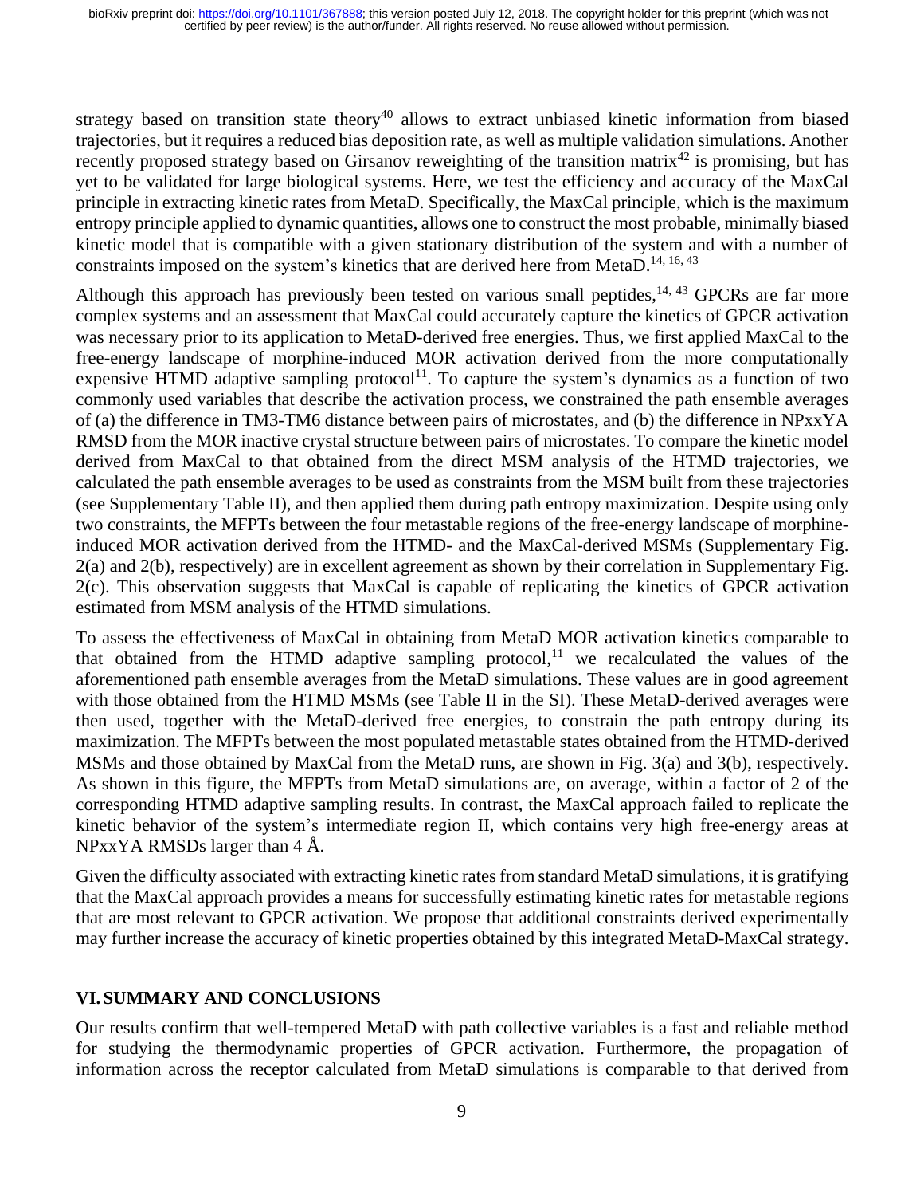strategy based on transition state theory[40] allows to extract unbiased kinetic information from biased trajectories, but it requires a reduced bias deposition rate, as well as multiple validation simulations. Another recently proposed strategy based on Girsanov reweighting of the transition matrix[42] is promising, but has yet to be validated for large biological systems. Here, we test the efficiency and accuracy of the MaxCal principle in extracting kinetic rates from MetaD. Specifically, the MaxCal principle, which is the maximum entropy principle applied to dynamic quantities, allows one to construct the most probable, minimally biased kinetic model that is compatible with a given stationary distribution of the system and with a number of constraints imposed on the system's kinetics that are derived here from MetaD.[14, 16, 43]

Although this approach has previously been tested on various small peptides,[14, 43] GPCRs are far more complex systems and an assessment that MaxCal could accurately capture the kinetics of GPCR activation was necessary prior to its application to MetaD-derived free energies. Thus, we first applied MaxCal to the free-energy landscape of morphine-induced MOR activation derived from the more computationally expensive HTMD adaptive sampling protocol[11]. To capture the system's dynamics as a function of two commonly used variables that describe the activation process, we constrained the path ensemble averages of (a) the difference in TM3-TM6 distance between pairs of microstates, and (b) the difference in NPxxYA RMSD from the MOR inactive crystal structure between pairs of microstates. To compare the kinetic model derived from MaxCal to that obtained from the direct MSM analysis of the HTMD trajectories, we calculated the path ensemble averages to be used as constraints from the MSM built from these trajectories (see Supplementary Table II), and then applied them during path entropy maximization. Despite using only two constraints, the MFPTs between the four metastable regions of the free-energy landscape of morphine-induced MOR activation derived from the HTMD- and the MaxCal-derived MSMs (Supplementary Fig. 2(a) and 2(b), respectively) are in excellent agreement as shown by their correlation in Supplementary Fig. 2(c). This observation suggests that MaxCal is capable of replicating the kinetics of GPCR activation estimated from MSM analysis of the HTMD simulations.

To assess the effectiveness of MaxCal in obtaining from MetaD MOR activation kinetics comparable to that obtained from the HTMD adaptive sampling protocol,[11] we recalculated the values of the aforementioned path ensemble averages from the MetaD simulations. These values are in good agreement with those obtained from the HTMD MSMs (see Table II in the SI). These MetaD-derived averages were then used, together with the MetaD-derived free energies, to constrain the path entropy during its maximization. The MFPTs between the most populated metastable states obtained from the HTMD-derived MSMs and those obtained by MaxCal from the MetaD runs, are shown in Fig. 3(a) and 3(b), respectively. As shown in this figure, the MFPTs from MetaD simulations are, on average, within a factor of 2 of the corresponding HTMD adaptive sampling results. In contrast, the MaxCal approach failed to replicate the kinetic behavior of the system's intermediate region II, which contains very high free-energy areas at NPxxYA RMSDs larger than 4 Å.

Given the difficulty associated with extracting kinetic rates from standard MetaD simulations, it is gratifying that the MaxCal approach provides a means for successfully estimating kinetic rates for metastable regions that are most relevant to GPCR activation. We propose that additional constraints derived experimentally may further increase the accuracy of kinetic properties obtained by this integrated MetaD-MaxCal strategy.

## VI. SUMMARY AND CONCLUSIONS

Our results confirm that well-tempered MetaD with path collective variables is a fast and reliable method for studying the thermodynamic properties of GPCR activation. Furthermore, the propagation of information across the receptor calculated from MetaD simulations is comparable to that derived from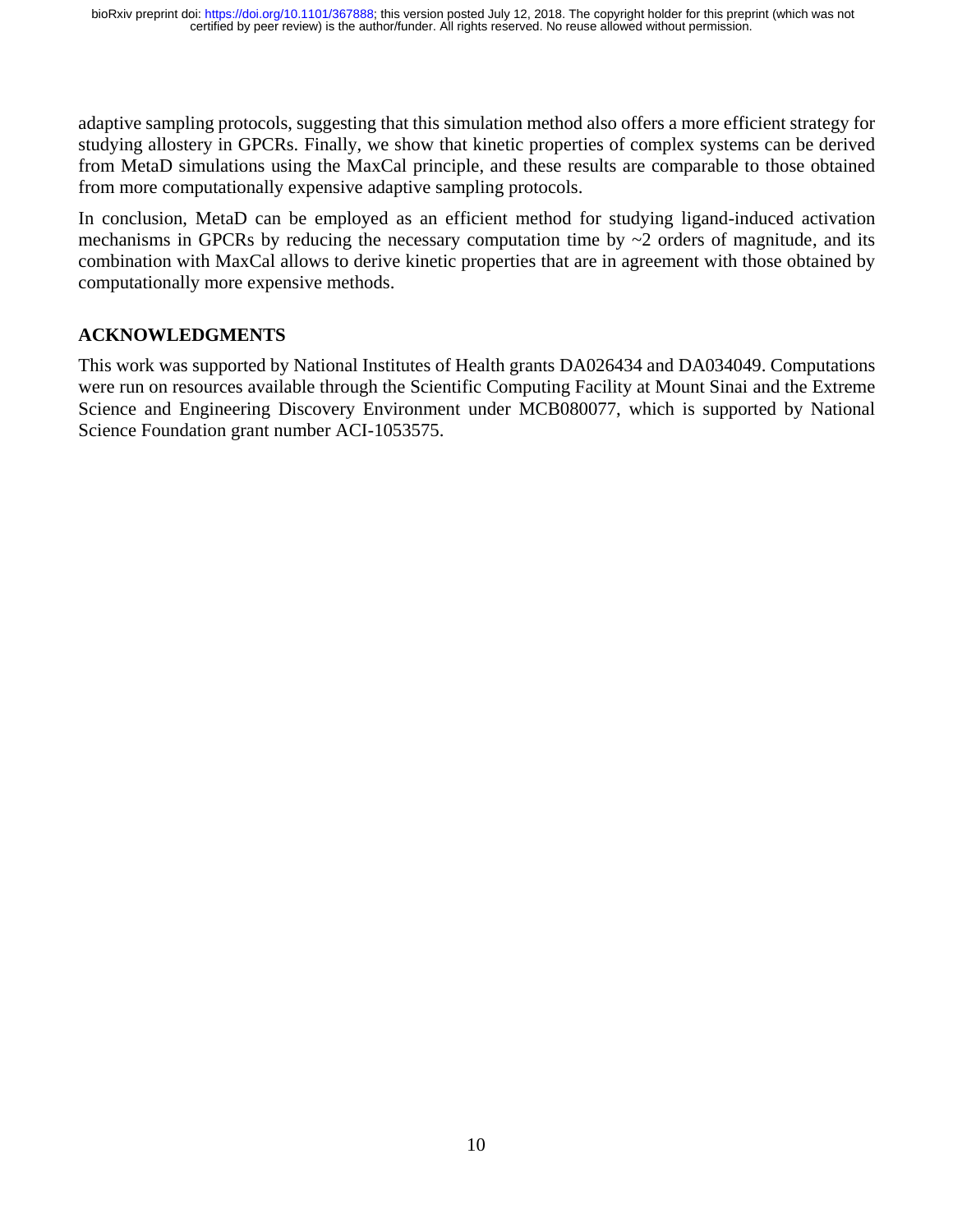adaptive sampling protocols, suggesting that this simulation method also offers a more efficient strategy for studying allostery in GPCRs. Finally, we show that kinetic properties of complex systems can be derived from MetaD simulations using the MaxCal principle, and these results are comparable to those obtained from more computationally expensive adaptive sampling protocols.

In conclusion, MetaD can be employed as an efficient method for studying ligand-induced activation mechanisms in GPCRs by reducing the necessary computation time by ~2 orders of magnitude, and its combination with MaxCal allows to derive kinetic properties that are in agreement with those obtained by computationally more expensive methods.

## ACKNOWLEDGMENTS

This work was supported by National Institutes of Health grants DA026434 and DA034049. Computations were run on resources available through the Scientific Computing Facility at Mount Sinai and the Extreme Science and Engineering Discovery Environment under MCB080077, which is supported by National Science Foundation grant number ACI-1053575.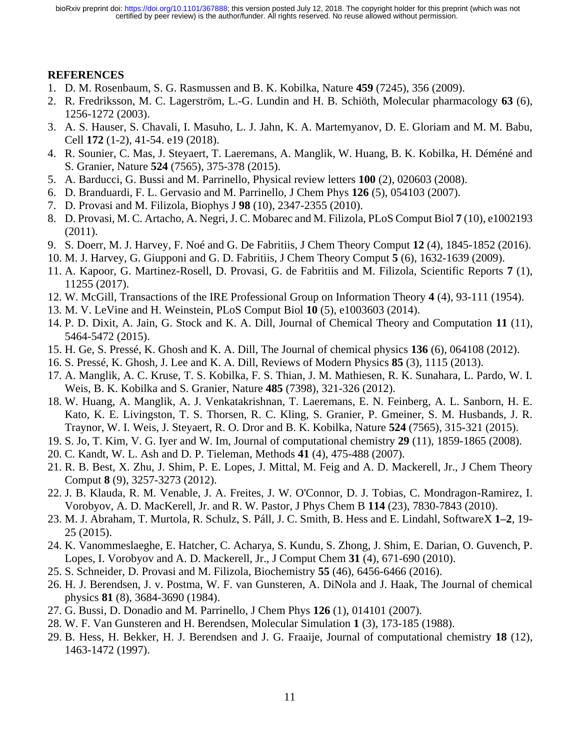## REFERENCES

1. D. M. Rosenbaum, S. G. Rasmussen and B. K. Kobilka, Nature **459** (7245), 356 (2009).
2. R. Fredriksson, M. C. Lagerström, L.-G. Lundin and H. B. Schiöth, Molecular pharmacology **63** (6), 1256-1272 (2003).
3. A. S. Hauser, S. Chavali, I. Masuho, L. J. Jahn, K. A. Martemyanov, D. E. Gloriam and M. M. Babu, Cell **172** (1-2), 41-54. e19 (2018).
4. R. Sounier, C. Mas, J. Steyaert, T. Laeremans, A. Manglik, W. Huang, B. K. Kobilka, H. Déméné and S. Granier, Nature **524** (7565), 375-378 (2015).
5. A. Barducci, G. Bussi and M. Parrinello, Physical review letters **100** (2), 020603 (2008).
6. D. Branduardi, F. L. Gervasio and M. Parrinello, J Chem Phys **126** (5), 054103 (2007).
7. D. Provasi and M. Filizola, Biophys J **98** (10), 2347-2355 (2010).
8. D. Provasi, M. C. Artacho, A. Negri, J. C. Mobarec and M. Filizola, PLoS Comput Biol **7** (10), e1002193 (2011).
9. S. Doerr, M. J. Harvey, F. Noé and G. De Fabritiis, J Chem Theory Comput **12** (4), 1845-1852 (2016).
10. M. J. Harvey, G. Giupponi and G. D. Fabritiis, J Chem Theory Comput **5** (6), 1632-1639 (2009).
11. A. Kapoor, G. Martinez-Rosell, D. Provasi, G. de Fabritiis and M. Filizola, Scientific Reports **7** (1), 11255 (2017).
12. W. McGill, Transactions of the IRE Professional Group on Information Theory **4** (4), 93-111 (1954).
13. M. V. LeVine and H. Weinstein, PLoS Comput Biol **10** (5), e1003603 (2014).
14. P. D. Dixit, A. Jain, G. Stock and K. A. Dill, Journal of Chemical Theory and Computation **11** (11), 5464-5472 (2015).
15. H. Ge, S. Pressé, K. Ghosh and K. A. Dill, The Journal of chemical physics **136** (6), 064108 (2012).
16. S. Pressé, K. Ghosh, J. Lee and K. A. Dill, Reviews of Modern Physics **85** (3), 1115 (2013).
17. A. Manglik, A. C. Kruse, T. S. Kobilka, F. S. Thian, J. M. Mathiesen, R. K. Sunahara, L. Pardo, W. I. Weis, B. K. Kobilka and S. Granier, Nature **485** (7398), 321-326 (2012).
18. W. Huang, A. Manglik, A. J. Venkatakrishnan, T. Laeremans, E. N. Feinberg, A. L. Sanborn, H. E. Kato, K. E. Livingston, T. S. Thorsen, R. C. Kling, S. Granier, P. Gmeiner, S. M. Husbands, J. R. Traynor, W. I. Weis, J. Steyaert, R. O. Dror and B. K. Kobilka, Nature **524** (7565), 315-321 (2015).
19. S. Jo, T. Kim, V. G. Iyer and W. Im, Journal of computational chemistry **29** (11), 1859-1865 (2008).
20. C. Kandt, W. L. Ash and D. P. Tieleman, Methods **41** (4), 475-488 (2007).
21. R. B. Best, X. Zhu, J. Shim, P. E. Lopes, J. Mittal, M. Feig and A. D. Mackerell, Jr., J Chem Theory Comput **8** (9), 3257-3273 (2012).
22. J. B. Klauda, R. M. Venable, J. A. Freites, J. W. O'Connor, D. J. Tobias, C. Mondragon-Ramirez, I. Vorobyov, A. D. MacKerell, Jr. and R. W. Pastor, J Phys Chem B **114** (23), 7830-7843 (2010).
23. M. J. Abraham, T. Murtola, R. Schulz, S. Páll, J. C. Smith, B. Hess and E. Lindahl, SoftwareX **1–2**, 19-25 (2015).
24. K. Vanommeslaeghe, E. Hatcher, C. Acharya, S. Kundu, S. Zhong, J. Shim, E. Darian, O. Guvench, P. Lopes, I. Vorobyov and A. D. Mackerell, Jr., J Comput Chem **31** (4), 671-690 (2010).
25. S. Schneider, D. Provasi and M. Filizola, Biochemistry **55** (46), 6456-6466 (2016).
26. H. J. Berendsen, J. v. Postma, W. F. van Gunsteren, A. DiNola and J. Haak, The Journal of chemical physics **81** (8), 3684-3690 (1984).
27. G. Bussi, D. Donadio and M. Parrinello, J Chem Phys **126** (1), 014101 (2007).
28. W. F. Van Gunsteren and H. Berendsen, Molecular Simulation **1** (3), 173-185 (1988).
29. B. Hess, H. Bekker, H. J. Berendsen and J. G. Fraaije, Journal of computational chemistry **18** (12), 1463-1472 (1997).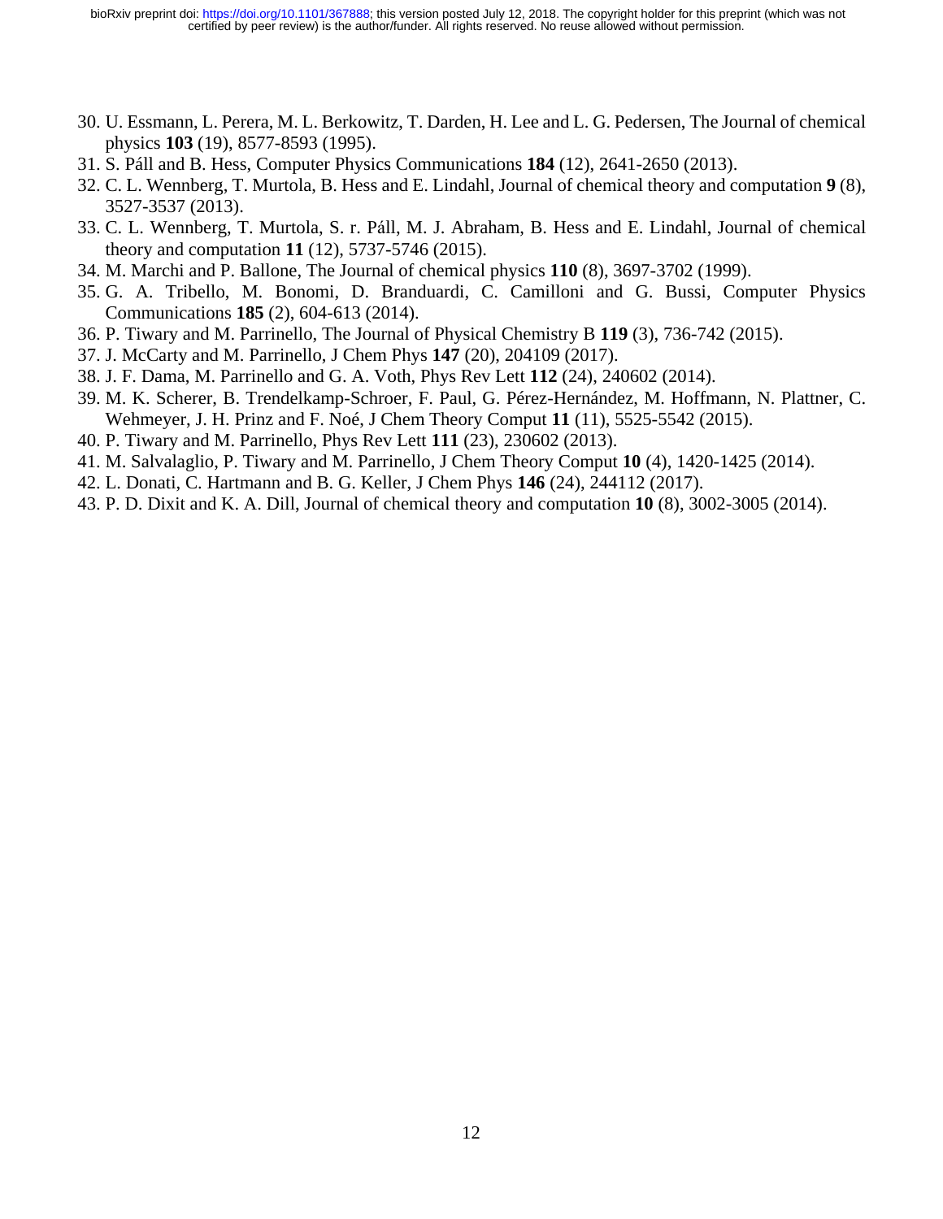30. U. Essmann, L. Perera, M. L. Berkowitz, T. Darden, H. Lee and L. G. Pedersen, The Journal of chemical physics **103** (19), 8577-8593 (1995).
31. S. Páll and B. Hess, Computer Physics Communications **184** (12), 2641-2650 (2013).
32. C. L. Wennberg, T. Murtola, B. Hess and E. Lindahl, Journal of chemical theory and computation **9** (8), 3527-3537 (2013).
33. C. L. Wennberg, T. Murtola, S. r. Páll, M. J. Abraham, B. Hess and E. Lindahl, Journal of chemical theory and computation **11** (12), 5737-5746 (2015).
34. M. Marchi and P. Ballone, The Journal of chemical physics **110** (8), 3697-3702 (1999).
35. G. A. Tribello, M. Bonomi, D. Branduardi, C. Camilloni and G. Bussi, Computer Physics Communications **185** (2), 604-613 (2014).
36. P. Tiwary and M. Parrinello, The Journal of Physical Chemistry B **119** (3), 736-742 (2015).
37. J. McCarty and M. Parrinello, J Chem Phys **147** (20), 204109 (2017).
38. J. F. Dama, M. Parrinello and G. A. Voth, Phys Rev Lett **112** (24), 240602 (2014).
39. M. K. Scherer, B. Trendelkamp-Schroer, F. Paul, G. Pérez-Hernández, M. Hoffmann, N. Plattner, C. Wehmeyer, J. H. Prinz and F. Noé, J Chem Theory Comput **11** (11), 5525-5542 (2015).
40. P. Tiwary and M. Parrinello, Phys Rev Lett **111** (23), 230602 (2013).
41. M. Salvalaglio, P. Tiwary and M. Parrinello, J Chem Theory Comput **10** (4), 1420-1425 (2014).
42. L. Donati, C. Hartmann and B. G. Keller, J Chem Phys **146** (24), 244112 (2017).
43. P. D. Dixit and K. A. Dill, Journal of chemical theory and computation **10** (8), 3002-3005 (2014).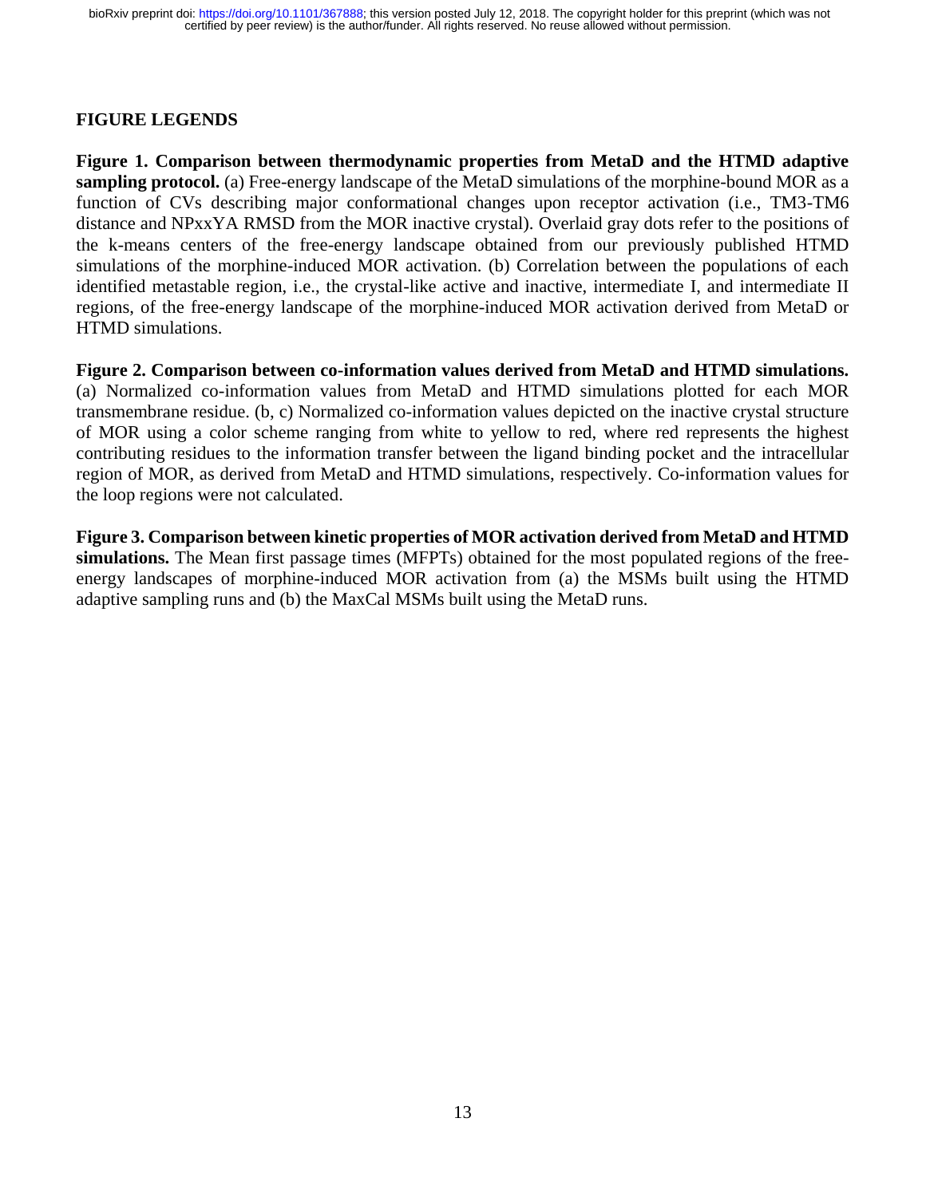## FIGURE LEGENDS

**Figure 1. Comparison between thermodynamic properties from MetaD and the HTMD adaptive sampling protocol.** (a) Free-energy landscape of the MetaD simulations of the morphine-bound MOR as a function of CVs describing major conformational changes upon receptor activation (i.e., TM3-TM6 distance and NPxxYA RMSD from the MOR inactive crystal). Overlaid gray dots refer to the positions of the k-means centers of the free-energy landscape obtained from our previously published HTMD simulations of the morphine-induced MOR activation. (b) Correlation between the populations of each identified metastable region, i.e., the crystal-like active and inactive, intermediate I, and intermediate II regions, of the free-energy landscape of the morphine-induced MOR activation derived from MetaD or HTMD simulations.

**Figure 2. Comparison between co-information values derived from MetaD and HTMD simulations.** (a) Normalized co-information values from MetaD and HTMD simulations plotted for each MOR transmembrane residue. (b, c) Normalized co-information values depicted on the inactive crystal structure of MOR using a color scheme ranging from white to yellow to red, where red represents the highest contributing residues to the information transfer between the ligand binding pocket and the intracellular region of MOR, as derived from MetaD and HTMD simulations, respectively. Co-information values for the loop regions were not calculated.

**Figure 3. Comparison between kinetic properties of MOR activation derived from MetaD and HTMD simulations.** The Mean first passage times (MFPTs) obtained for the most populated regions of the free-energy landscapes of morphine-induced MOR activation from (a) the MSMs built using the HTMD adaptive sampling runs and (b) the MaxCal MSMs built using the MetaD runs.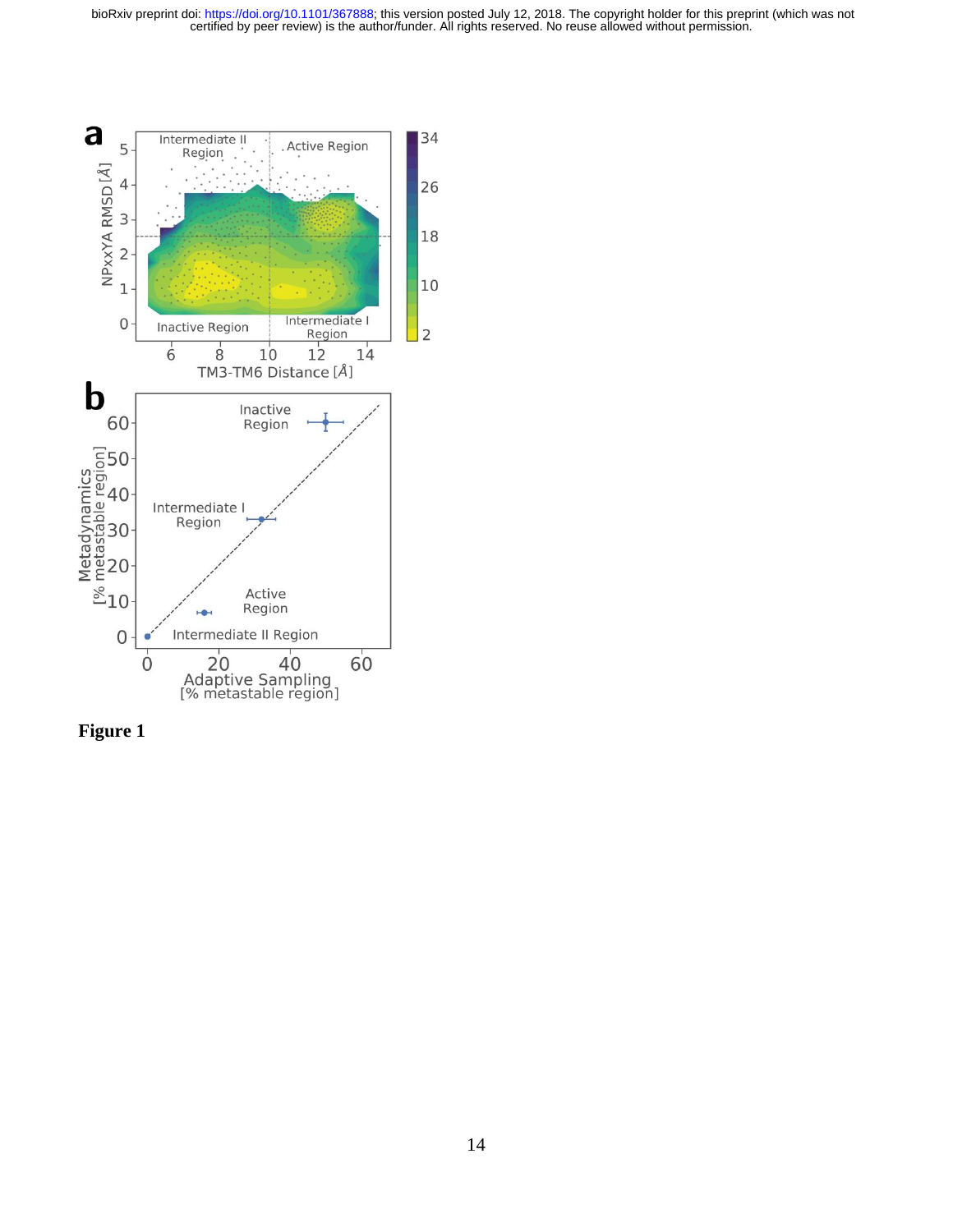a

Intermediate II Region

Active Region

Inactive Region

Intermediate I Region

NPxxYA RMSD [Å]

TM3-TM6 Distance [Å]

0 1 2 3 4 5

6 8 10 12 14

34 26 18 10 2

b

Inactive Region

Intermediate I Region

Active Region

Intermediate II Region

Metadynamics [% metastable region]

Adaptive Sampling [% metastable region]

0 10 20 30 40 50 60

0 20 40 60

**Figure 1**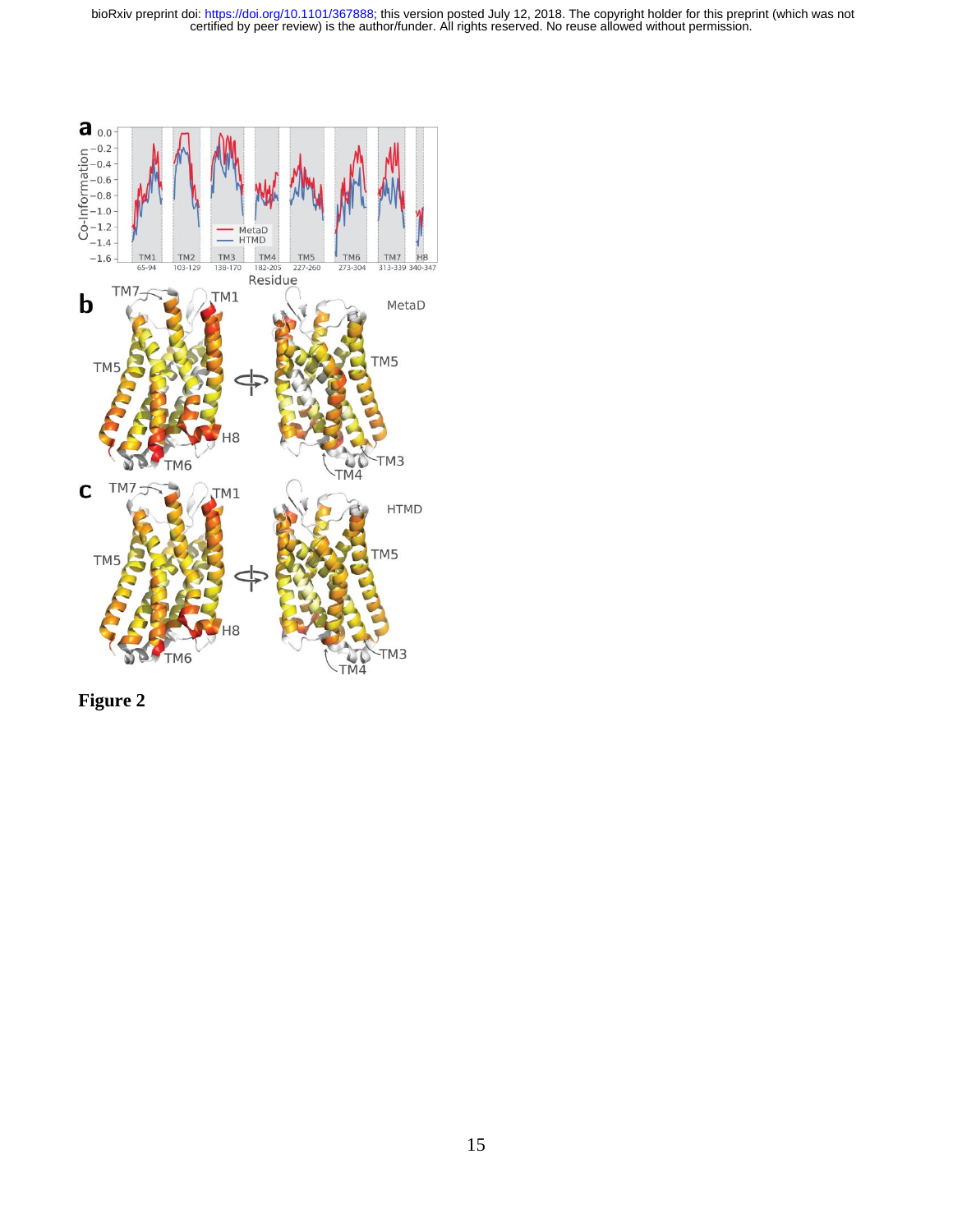a

Co-Information

0.0
−0.2
−0.4
−0.6
−0.8
−1.0
−1.2
−1.4
−1.6

MetaD
HTMD

TM1 65-94
TM2 103-129
TM3 138-170
TM4 182-205
TM5 227-260
TM6 273-304
TM7 313-339
H8 340-347

Residue

b

TM7 TM1 TM5 H8 TM6

MetaD

TM5 TM3 TM4

c

TM7 TM1 TM5 H8 TM6

HTMD

TM5 TM3 TM4

**Figure 2**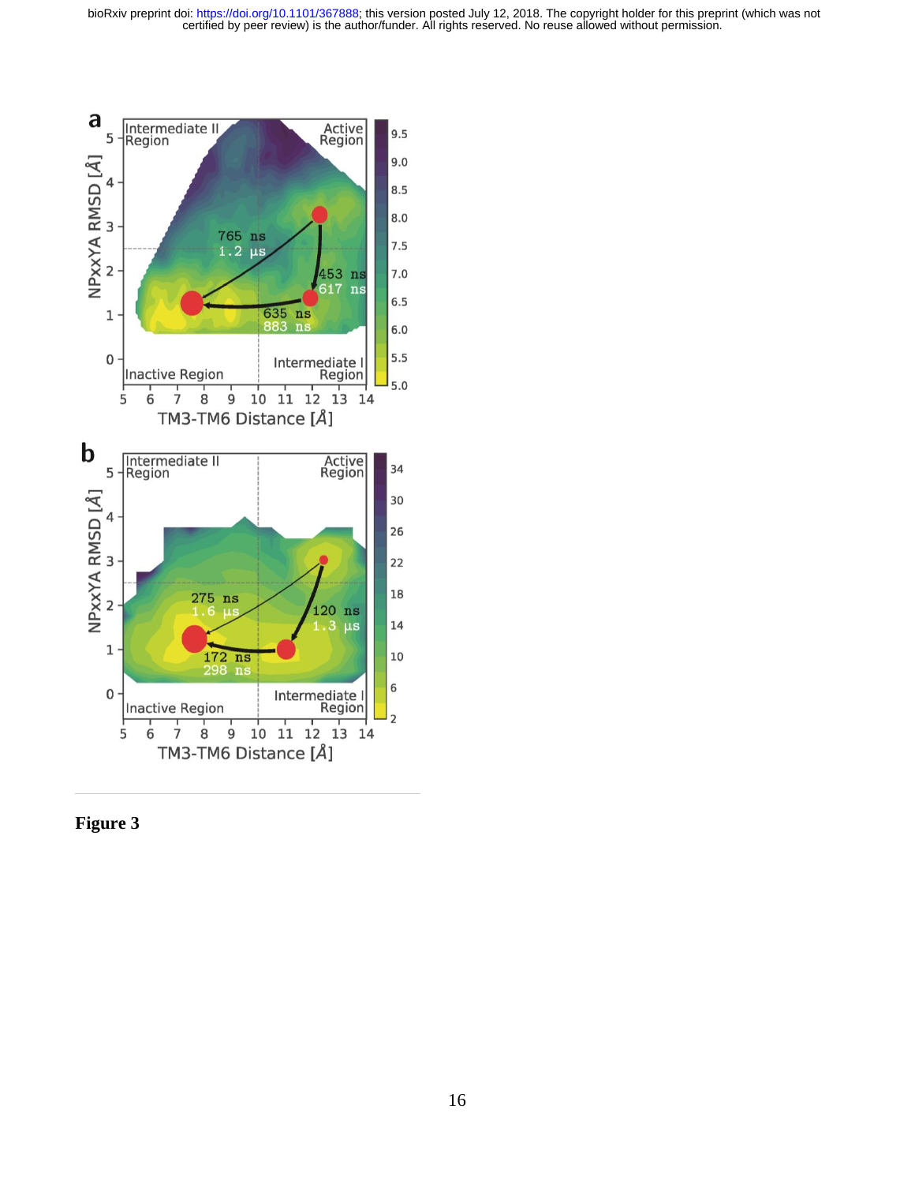a

Intermediate II Region

Active Region

765 ns
1.2 µs

453 ns
617 ns

635 ns
883 ns

Inactive Region

Intermediate I Region

NPxxYA RMSD [Å]

TM3-TM6 Distance [Å]

9.5
9.0
8.5
8.0
7.5
7.0
6.5
6.0
5.5
5.0

b

Intermediate II Region

Active Region

275 ns
1.6 µs

120 ns
1.3 µs

172 ns
298 ns

Inactive Region

Intermediate I Region

NPxxYA RMSD [Å]

TM3-TM6 Distance [Å]

34
30
26
22
18
14
10
6
2

**Figure 3**